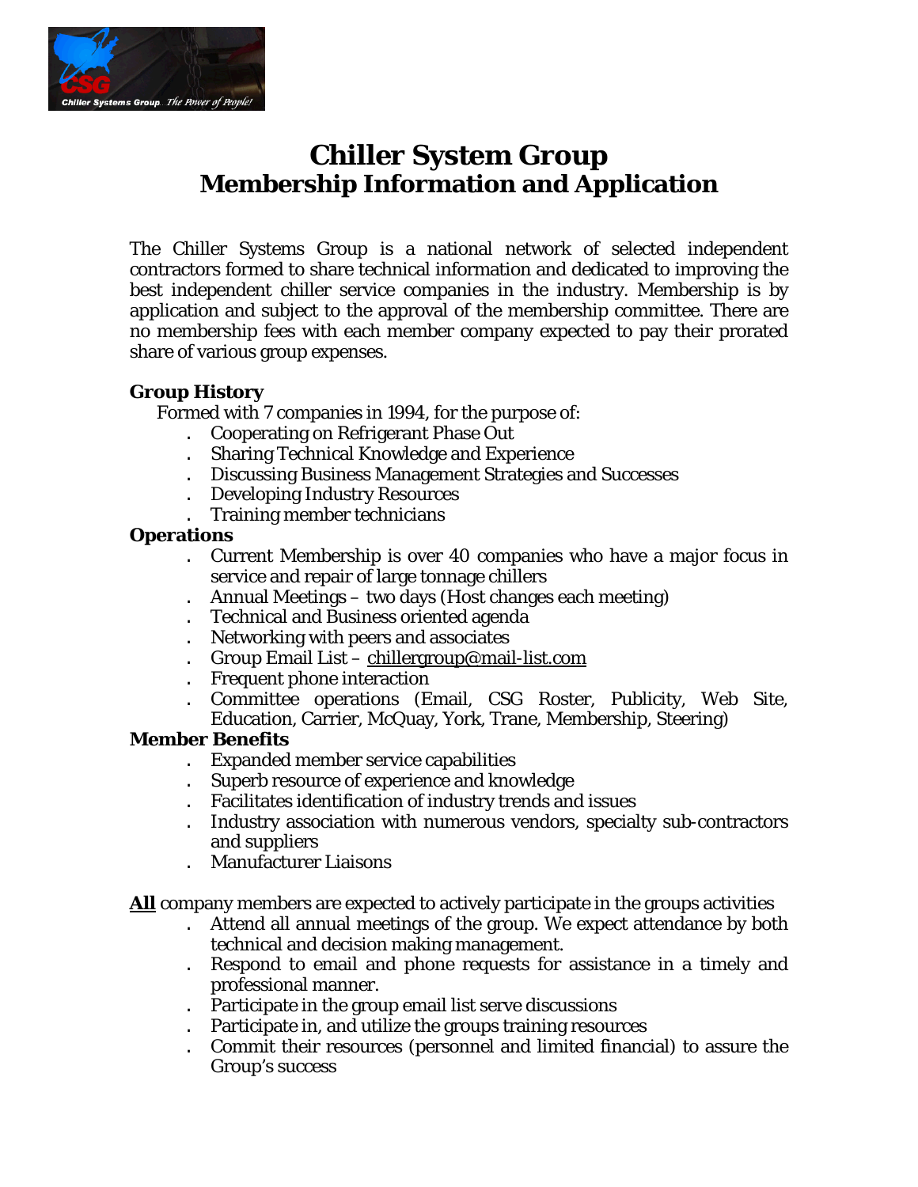# Chiller System Group
## Membership Information and Application

The Chiller Systems Group is a national network of selected independent contractors formed to share technical information and dedicated to improving the best independent chiller service companies in the industry. Membership is by application and subject to the approval of the membership committee. There are no membership fees with each member company expected to pay their prorated share of various group expenses.

**Group History**

Formed with 7 companies in 1994, for the purpose of:

- Cooperating on Refrigerant Phase Out
- Sharing Technical Knowledge and Experience
- Discussing Business Management Strategies and Successes
- Developing Industry Resources
- Training member technicians

**Operations**

- Current Membership is over 40 companies who have a major focus in service and repair of large tonnage chillers
- Annual Meetings – two days (Host changes each meeting)
- Technical and Business oriented agenda
- Networking with peers and associates
- Group Email List – chillergroup@mail-list.com
- Frequent phone interaction
- Committee operations (Email, CSG Roster, Publicity, Web Site, Education, Carrier, McQuay, York, Trane, Membership, Steering)

**Member Benefits**

- Expanded member service capabilities
- Superb resource of experience and knowledge
- Facilitates identification of industry trends and issues
- Industry association with numerous vendors, specialty sub-contractors and suppliers
- Manufacturer Liaisons

**All** company members are expected to actively participate in the groups activities

- Attend all annual meetings of the group. We expect attendance by both technical and decision making management.
- Respond to email and phone requests for assistance in a timely and professional manner.
- Participate in the group email list serve discussions
- Participate in, and utilize the groups training resources
- Commit their resources (personnel and limited financial) to assure the Group's success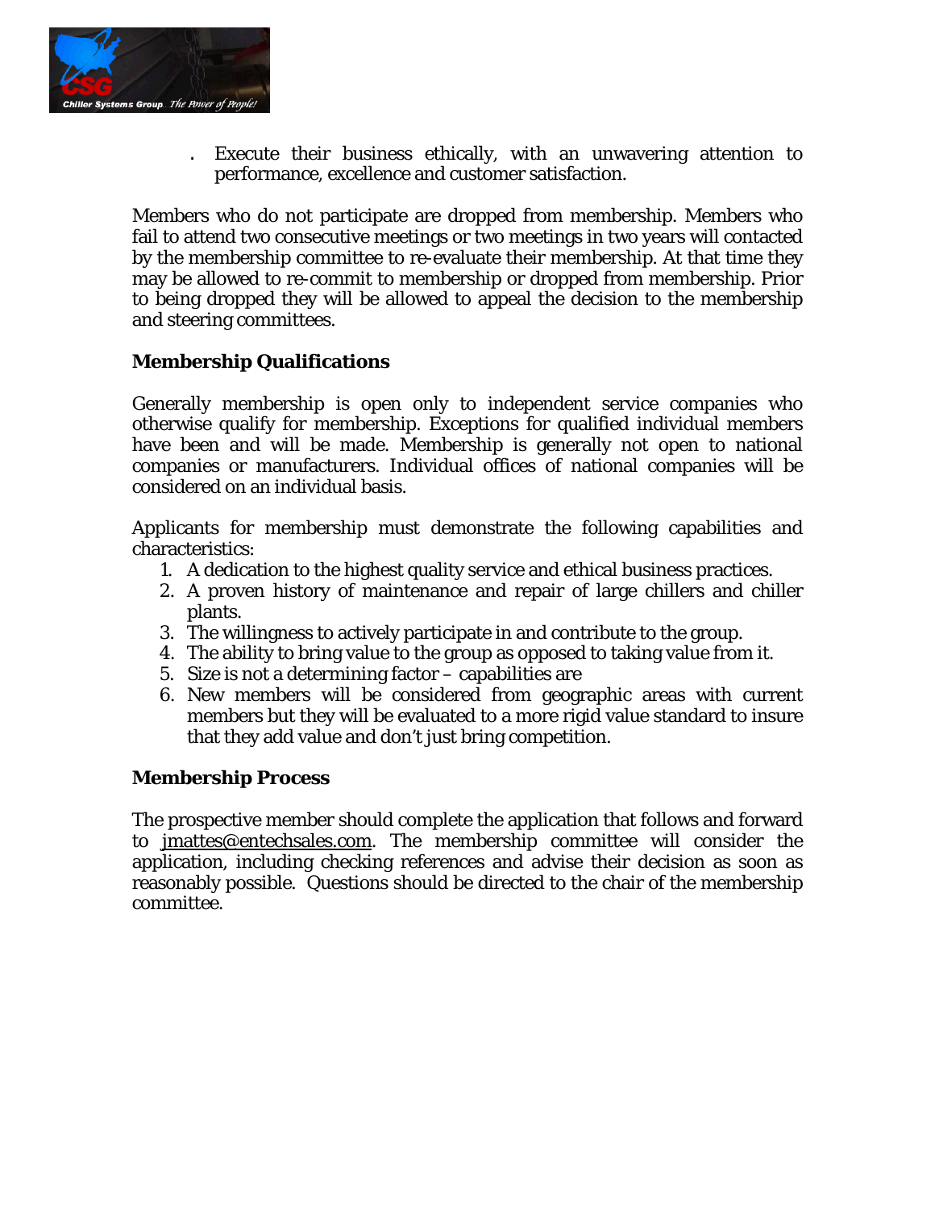. Execute their business ethically, with an unwavering attention to performance, excellence and customer satisfaction.

Members who do not participate are dropped from membership. Members who fail to attend two consecutive meetings or two meetings in two years will contacted by the membership committee to re-evaluate their membership. At that time they may be allowed to re-commit to membership or dropped from membership. Prior to being dropped they will be allowed to appeal the decision to the membership and steering committees.

**Membership Qualifications**

Generally membership is open only to independent service companies who otherwise qualify for membership. Exceptions for qualified individual members have been and will be made. Membership is generally not open to national companies or manufacturers. Individual offices of national companies will be considered on an individual basis.

Applicants for membership must demonstrate the following capabilities and characteristics:

1. A dedication to the highest quality service and ethical business practices.
2. A proven history of maintenance and repair of large chillers and chiller plants.
3. The willingness to actively participate in and contribute to the group.
4. The ability to bring value to the group as opposed to taking value from it.
5. Size is not a determining factor – capabilities are
6. New members will be considered from geographic areas with current members but they will be evaluated to a more rigid value standard to insure that they add value and don't just bring competition.

**Membership Process**

The prospective member should complete the application that follows and forward to jmattes@entechsales.com. The membership committee will consider the application, including checking references and advise their decision as soon as reasonably possible. Questions should be directed to the chair of the membership committee.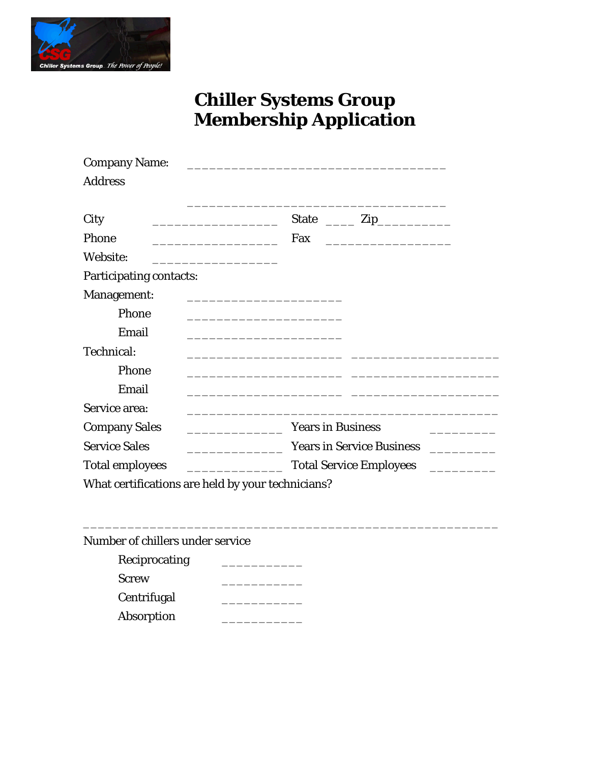# Chiller Systems Group Membership Application

Company Name: ___________________________________

Address

___________________________________

City ________________ State ____ Zip__________

Phone ________________ Fax ________________

Website: ________________

Participating contacts:

Management: ____________________

Phone ____________________

Email ____________________

Technical: ____________________ ____________________

Phone ____________________ ____________________

Email ____________________ ____________________

Service area: ________________________________________

Company Sales ____________ Years in Business ________

Service Sales ____________ Years in Service Business ________

Total employees ____________ Total Service Employees ________

What certifications are held by your technicians?

______________________________________________________

Number of chillers under service

Reciprocating __________

Screw __________

Centrifugal __________

Absorption __________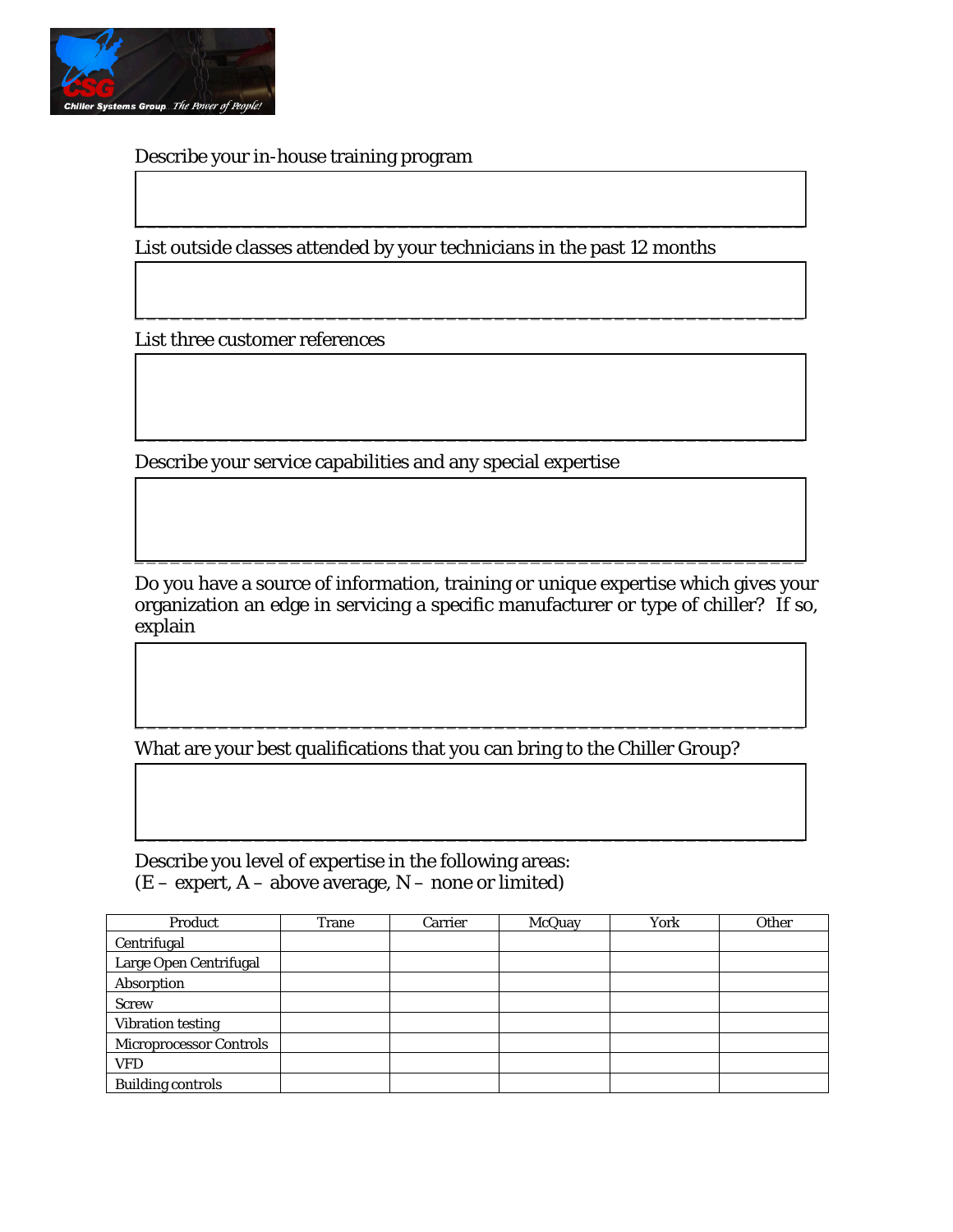Describe your in-house training program

List outside classes attended by your technicians in the past 12 months

List three customer references

Describe your service capabilities and any special expertise

Do you have a source of information, training or unique expertise which gives your organization an edge in servicing a specific manufacturer or type of chiller? If so, explain

What are your best qualifications that you can bring to the Chiller Group?

Describe you level of expertise in the following areas:
(E – expert, A – above average, N – none or limited)

| Product | Trane | Carrier | McQuay | York | Other |
|---|---|---|---|---|---|
| Centrifugal | | | | | |
| Large Open Centrifugal | | | | | |
| Absorption | | | | | |
| Screw | | | | | |
| Vibration testing | | | | | |
| Microprocessor Controls | | | | | |
| VFD | | | | | |
| Building controls | | | | | |